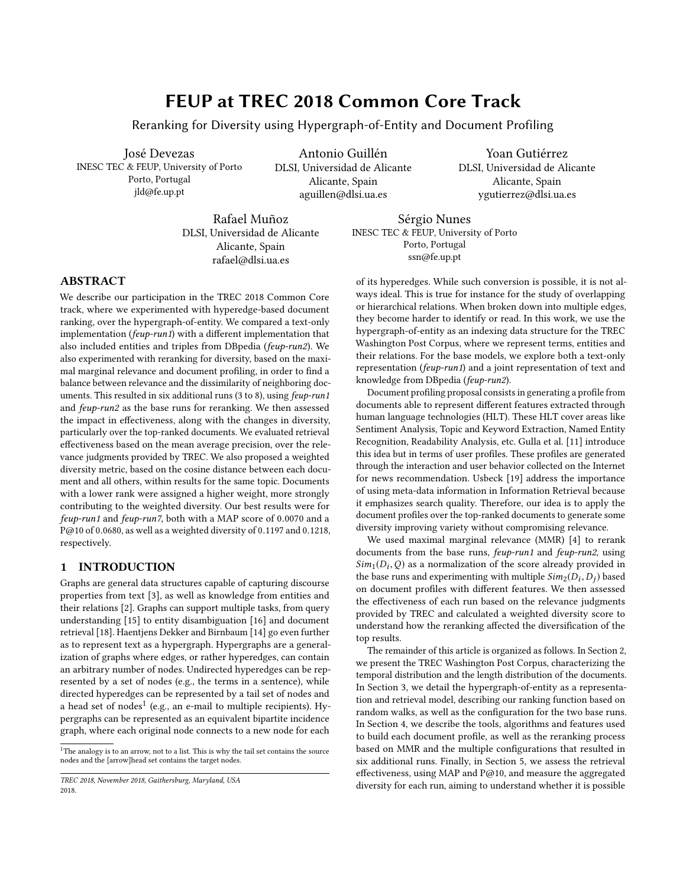# FEUP at TREC 2018 Common Core Track

Reranking for Diversity using Hypergraph-of-Entity and Document Profiling

José Devezas
INESC TEC & FEUP, University of Porto
Porto, Portugal
jld@fe.up.pt

Antonio Guillén
DLSI, Universidad de Alicante
Alicante, Spain
aguillen@dlsi.ua.es

Yoan Gutiérrez
DLSI, Universidad de Alicante
Alicante, Spain
ygutierrez@dlsi.ua.es

Rafael Muñoz
DLSI, Universidad de Alicante
Alicante, Spain
rafael@dlsi.ua.es

Sérgio Nunes
INESC TEC & FEUP, University of Porto
Porto, Portugal
ssn@fe.up.pt

## ABSTRACT

We describe our participation in the TREC 2018 Common Core track, where we experimented with hyperedge-based document ranking, over the hypergraph-of-entity. We compared a text-only implementation (*feup-run1*) with a different implementation that also included entities and triples from DBpedia (*feup-run2*). We also experimented with reranking for diversity, based on the maximal marginal relevance and document profiling, in order to find a balance between relevance and the dissimilarity of neighboring documents. This resulted in six additional runs (3 to 8), using *feup-run1* and *feup-run2* as the base runs for reranking. We then assessed the impact in effectiveness, along with the changes in diversity, particularly over the top-ranked documents. We evaluated retrieval effectiveness based on the mean average precision, over the relevance judgments provided by TREC. We also proposed a weighted diversity metric, based on the cosine distance between each document and all others, within results for the same topic. Documents with a lower rank were assigned a higher weight, more strongly contributing to the weighted diversity. Our best results were for *feup-run1* and *feup-run7*, both with a MAP score of 0.0070 and a P@10 of 0.0680, as well as a weighted diversity of 0.1197 and 0.1218, respectively.

## 1 INTRODUCTION

Graphs are general data structures capable of capturing discourse properties from text [3], as well as knowledge from entities and their relations [2]. Graphs can support multiple tasks, from query understanding [15] to entity disambiguation [16] and document retrieval [18]. Haentjens Dekker and Birnbaum [14] go even further as to represent text as a hypergraph. Hypergraphs are a generalization of graphs where edges, or rather hyperedges, can contain an arbitrary number of nodes. Undirected hyperedges can be represented by a set of nodes (e.g., the terms in a sentence), while directed hyperedges can be represented by a tail set of nodes and a head set of nodes[1] (e.g., an e-mail to multiple recipients). Hypergraphs can be represented as an equivalent bipartite incidence graph, where each original node connects to a new node for each of its hyperedges. While such conversion is possible, it is not always ideal. This is true for instance for the study of overlapping or hierarchical relations. When broken down into multiple edges, they become harder to identify or read. In this work, we use the hypergraph-of-entity as an indexing data structure for the TREC Washington Post Corpus, where we represent terms, entities and their relations. For the base models, we explore both a text-only representation (*feup-run1*) and a joint representation of text and knowledge from DBpedia (*feup-run2*).

Document profiling proposal consists in generating a profile from documents able to represent different features extracted through human language technologies (HLT). These HLT cover areas like Sentiment Analysis, Topic and Keyword Extraction, Named Entity Recognition, Readability Analysis, etc. Gulla et al. [11] introduce this idea but in terms of user profiles. These profiles are generated through the interaction and user behavior collected on the Internet for news recommendation. Usbeck [19] address the importance of using meta-data information in Information Retrieval because it emphasizes search quality. Therefore, our idea is to apply the document profiles over the top-ranked documents to generate some diversity improving variety without compromising relevance.

We used maximal marginal relevance (MMR) [4] to rerank documents from the base runs, *feup-run1* and *feup-run2*, using $Sim_1(D_i, Q)$ as a normalization of the score already provided in the base runs and experimenting with multiple $Sim_2(D_i, D_j)$ based on document profiles with different features. We then assessed the effectiveness of each run based on the relevance judgments provided by TREC and calculated a weighted diversity score to understand how the reranking affected the diversification of the top results.

The remainder of this article is organized as follows. In Section 2, we present the TREC Washington Post Corpus, characterizing the temporal distribution and the length distribution of the documents. In Section 3, we detail the hypergraph-of-entity as a representation and retrieval model, describing our ranking function based on random walks, as well as the configuration for the two base runs. In Section 4, we describe the tools, algorithms and features used to build each document profile, as well as the reranking process based on MMR and the multiple configurations that resulted in six additional runs. Finally, in Section 5, we assess the retrieval effectiveness, using MAP and P@10, and measure the aggregated diversity for each run, aiming to understand whether it is possible

---

[1] The analogy is to an arrow, not to a list. This is why the tail set contains the source nodes and the [arrow]head set contains the target nodes.

TREC 2018, November 2018, Gaithersburg, Maryland, USA
2018.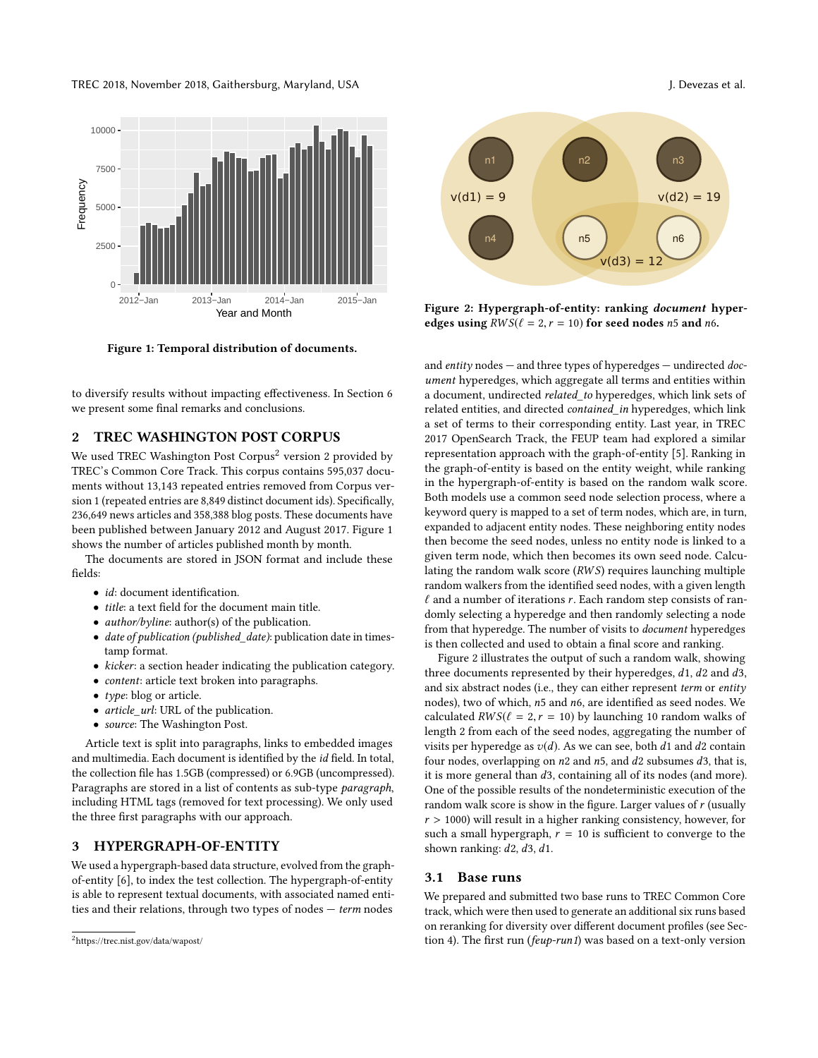Figure 1: Temporal distribution of documents.

to diversify results without impacting effectiveness. In Section 6 we present some final remarks and conclusions.

## 2 TREC WASHINGTON POST CORPUS

We used TREC Washington Post Corpus[2] version 2 provided by TREC's Common Core Track. This corpus contains 595,037 documents without 13,143 repeated entries removed from Corpus version 1 (repeated entries are 8,849 distinct document ids). Specifically, 236,649 news articles and 358,388 blog posts. These documents have been published between January 2012 and August 2017. Figure 1 shows the number of articles published month by month.

The documents are stored in JSON format and include these fields:

- *id*: document identification.
- *title*: a text field for the document main title.
- *author/byline*: author(s) of the publication.
- *date of publication (published_date)*: publication date in timestamp format.
- *kicker*: a section header indicating the publication category.
- *content*: article text broken into paragraphs.
- *type*: blog or article.
- *article_url*: URL of the publication.
- *source*: The Washington Post.

Article text is split into paragraphs, links to embedded images and multimedia. Each document is identified by the *id* field. In total, the collection file has 1.5GB (compressed) or 6.9GB (uncompressed). Paragraphs are stored in a list of contents as sub-type *paragraph*, including HTML tags (removed for text processing). We only used the three first paragraphs with our approach.

## 3 HYPERGRAPH-OF-ENTITY

We used a hypergraph-based data structure, evolved from the graph-of-entity [6], to index the test collection. The hypergraph-of-entity is able to represent textual documents, with associated named entities and their relations, through two types of nodes — *term* nodes and *entity* nodes — and three types of hyperedges — undirected *document* hyperedges, which aggregate all terms and entities within a document, undirected *related_to* hyperedges, which link sets of related entities, and directed *contained_in* hyperedges, which link a set of terms to their corresponding entity. Last year, in TREC 2017 OpenSearch Track, the FEUP team had explored a similar representation approach with the graph-of-entity [5]. Ranking in the graph-of-entity is based on the entity weight, while ranking in the hypergraph-of-entity is based on the random walk score. Both models use a common seed node selection process, where a keyword query is mapped to a set of term nodes, which are, in turn, expanded to adjacent entity nodes. These neighboring entity nodes then become the seed nodes, unless no entity node is linked to a given term node, which then becomes its own seed node. Calculating the random walk score ($RWS$) requires launching multiple random walkers from the identified seed nodes, with a given length $\ell$ and a number of iterations $r$. Each random step consists of randomly selecting a hyperedge and then randomly selecting a node from that hyperedge. The number of visits to *document* hyperedges is then collected and used to obtain a final score and ranking.

Figure 2: Hypergraph-of-entity: ranking *document* hyperedges using $RWS(\ell = 2, r = 10)$ for seed nodes $n5$ and $n6$.

Figure 2 illustrates the output of such a random walk, showing three documents represented by their hyperedges, $d1$, $d2$ and $d3$, and six abstract nodes (i.e., they can either represent *term* or *entity* nodes), two of which, $n5$ and $n6$, are identified as seed nodes. We calculated $RWS(\ell = 2, r = 10)$ by launching 10 random walks of length 2 from each of the seed nodes, aggregating the number of visits per hyperedge as $v(d)$. As we can see, both $d1$ and $d2$ contain four nodes, overlapping on $n2$ and $n5$, and $d2$ subsumes $d3$, that is, it is more general than $d3$, containing all of its nodes (and more). One of the possible results of the nondeterministic execution of the random walk score is show in the figure. Larger values of $r$ (usually $r > 1000$) will result in a higher ranking consistency, however, for such a small hypergraph, $r = 10$ is sufficient to converge to the shown ranking: $d2$, $d3$, $d1$.

### 3.1 Base runs

We prepared and submitted two base runs to TREC Common Core track, which were then used to generate an additional six runs based on reranking for diversity over different document profiles (see Section 4). The first run (*feup-run1*) was based on a text-only version

[2] https://trec.nist.gov/data/wapost/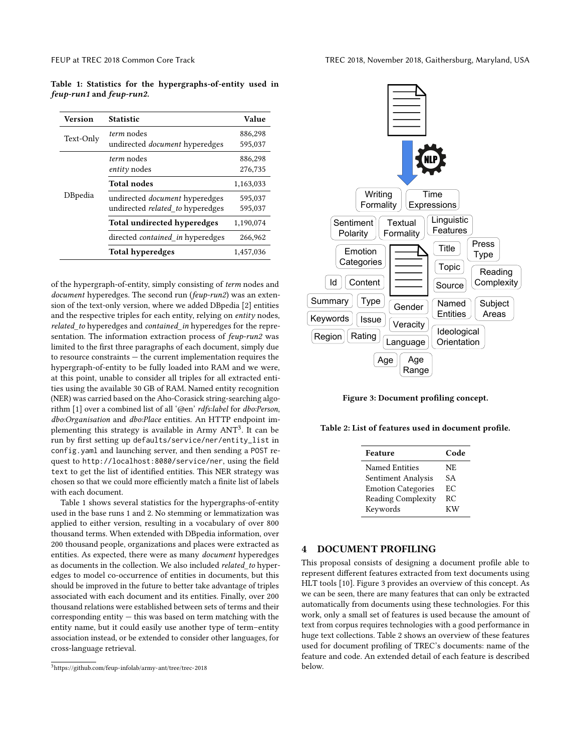**Table 1: Statistics for the hypergraphs-of-entity used in *feup-run1* and *feup-run2*.**

| Version | Statistic | Value |
|---|---|---|
| Text-Only | *term* nodes | 886,298 |
| | undirected *document* hyperedges | 595,037 |
| DBpedia | *term* nodes | 886,298 |
| | *entity* nodes | 276,735 |
| | **Total nodes** | 1,163,033 |
| | undirected *document* hyperedges | 595,037 |
| | undirected *related_to* hyperedges | 595,037 |
| | **Total undirected hyperedges** | 1,190,074 |
| | directed *contained_in* hyperedges | 266,962 |
| | **Total hyperedges** | 1,457,036 |

of the hypergraph-of-entity, simply consisting of *term* nodes and *document* hyperedges. The second run (*feup-run2*) was an extension of the text-only version, where we added DBpedia [2] entities and the respective triples for each entity, relying on *entity* nodes, *related_to* hyperedges and *contained_in* hyperedges for the representation. The information extraction process of *feup-run2* was limited to the first three paragraphs of each document, simply due to resource constraints — the current implementation requires the hypergraph-of-entity to be fully loaded into RAM and we were, at this point, unable to consider all triples for all extracted entities using the available 30 GB of RAM. Named entity recognition (NER) was carried based on the Aho-Corasick string-searching algorithm [1] over a combined list of all '@en' *rdfs:label* for *dbo:Person*, *dbo:Organisation* and *dbo:Place* entities. An HTTP endpoint implementing this strategy is available in Army ANT[3]. It can be run by first setting up `defaults/service/ner/entity_list` in `config.yaml` and launching server, and then sending a `POST` request to `http://localhost:8080/service/ner`, using the field `text` to get the list of identified entities. This NER strategy was chosen so that we could more efficiently match a finite list of labels with each document.

Table 1 shows several statistics for the hypergraphs-of-entity used in the base runs 1 and 2. No stemming or lemmatization was applied to either version, resulting in a vocabulary of over 800 thousand terms. When extended with DBpedia information, over 200 thousand people, organizations and places were extracted as entities. As expected, there were as many *document* hyperedges as documents in the collection. We also included *related_to* hyperedges to model co-occurrence of entities in documents, but this should be improved in the future to better take advantage of triples associated with each document and its entities. Finally, over 200 thousand relations were established between sets of terms and their corresponding entity — this was based on term matching with the entity name, but it could easily use another type of term–entity association instead, or be extended to consider other languages, for cross-language retrieval.

[3] https://github.com/feup-infolab/army-ant/tree/trec-2018

**Figure 3: Document profiling concept.**

**Table 2: List of features used in document profile.**

| Feature | Code |
|---|---|
| Named Entities | NE |
| Sentiment Analysis | SA |
| Emotion Categories | EC |
| Reading Complexity | RC |
| Keywords | KW |

## 4 DOCUMENT PROFILING

This proposal consists of designing a document profile able to represent different features extracted from text documents using HLT tools [10]. Figure 3 provides an overview of this concept. As we can be seen, there are many features that can only be extracted automatically from documents using these technologies. For this work, only a small set of features is used because the amount of text from corpus requires technologies with a good performance in huge text collections. Table 2 shows an overview of these features used for document profiling of TREC's documents: name of the feature and code. An extended detail of each feature is described below.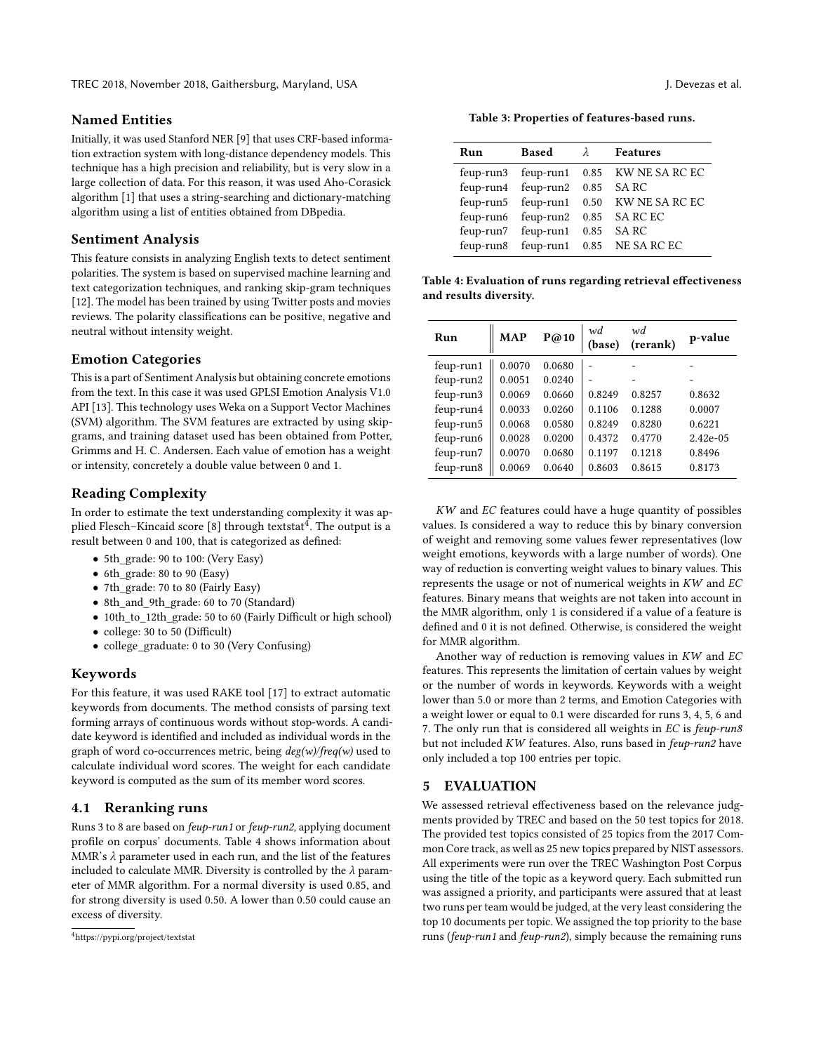### Named Entities

Initially, it was used Stanford NER [9] that uses CRF-based information extraction system with long-distance dependency models. This technique has a high precision and reliability, but is very slow in a large collection of data. For this reason, it was used Aho-Corasick algorithm [1] that uses a string-searching and dictionary-matching algorithm using a list of entities obtained from DBpedia.

### Sentiment Analysis

This feature consists in analyzing English texts to detect sentiment polarities. The system is based on supervised machine learning and text categorization techniques, and ranking skip-gram techniques [12]. The model has been trained by using Twitter posts and movies reviews. The polarity classifications can be positive, negative and neutral without intensity weight.

### Emotion Categories

This is a part of Sentiment Analysis but obtaining concrete emotions from the text. In this case it was used GPLSI Emotion Analysis V1.0 API [13]. This technology uses Weka on a Support Vector Machines (SVM) algorithm. The SVM features are extracted by using skip-grams, and training dataset used has been obtained from Potter, Grimms and H. C. Andersen. Each value of emotion has a weight or intensity, concretely a double value between 0 and 1.

### Reading Complexity

In order to estimate the text understanding complexity it was applied Flesch–Kincaid score [8] through textstat[4]. The output is a result between 0 and 100, that is categorized as defined:

- 5th_grade: 90 to 100: (Very Easy)
- 6th_grade: 80 to 90 (Easy)
- 7th_grade: 70 to 80 (Fairly Easy)
- 8th_and_9th_grade: 60 to 70 (Standard)
- 10th_to_12th_grade: 50 to 60 (Fairly Difficult or high school)
- college: 30 to 50 (Difficult)
- college_graduate: 0 to 30 (Very Confusing)

### Keywords

For this feature, it was used RAKE tool [17] to extract automatic keywords from documents. The method consists of parsing text forming arrays of continuous words without stop-words. A candidate keyword is identified and included as individual words in the graph of word co-occurrences metric, being *deg(w)/freq(w)* used to calculate individual word scores. The weight for each candidate keyword is computed as the sum of its member word scores.

## 4.1 Reranking runs

Runs 3 to 8 are based on *feup-run1* or *feup-run2*, applying document profile on corpus' documents. Table 4 shows information about MMR's $\lambda$ parameter used in each run, and the list of the features included to calculate MMR. Diversity is controlled by the $\lambda$ parameter of MMR algorithm. For a normal diversity is used 0.85, and for strong diversity is used 0.50. A lower than 0.50 could cause an excess of diversity.

[4] https://pypi.org/project/textstat

**Table 3: Properties of features-based runs.**

| Run | Based | $\lambda$ | Features |
|---|---|---|---|
| feup-run3 | feup-run1 | 0.85 | KW NE SA RC EC |
| feup-run4 | feup-run2 | 0.85 | SA RC |
| feup-run5 | feup-run1 | 0.50 | KW NE SA RC EC |
| feup-run6 | feup-run2 | 0.85 | SA RC EC |
| feup-run7 | feup-run1 | 0.85 | SA RC |
| feup-run8 | feup-run1 | 0.85 | NE SA RC EC |

**Table 4: Evaluation of runs regarding retrieval effectiveness and results diversity.**

| Run | MAP | P@10 | *wd* (base) | *wd* (rerank) | p-value |
|---|---|---|---|---|---|
| feup-run1 | 0.0070 | 0.0680 | - | - | - |
| feup-run2 | 0.0051 | 0.0240 | - | - | - |
| feup-run3 | 0.0069 | 0.0660 | 0.8249 | 0.8257 | 0.8632 |
| feup-run4 | 0.0033 | 0.0260 | 0.1106 | 0.1288 | 0.0007 |
| feup-run5 | 0.0068 | 0.0580 | 0.8249 | 0.8280 | 0.6221 |
| feup-run6 | 0.0028 | 0.0200 | 0.4372 | 0.4770 | 2.42e-05 |
| feup-run7 | 0.0070 | 0.0680 | 0.1197 | 0.1218 | 0.8496 |
| feup-run8 | 0.0069 | 0.0640 | 0.8603 | 0.8615 | 0.8173 |

*KW* and *EC* features could have a huge quantity of possibles values. Is considered a way to reduce this by binary conversion of weight and removing some values fewer representatives (low weight emotions, keywords with a large number of words). One way of reduction is converting weight values to binary values. This represents the usage or not of numerical weights in *KW* and *EC* features. Binary means that weights are not taken into account in the MMR algorithm, only 1 is considered if a value of a feature is defined and 0 it is not defined. Otherwise, is considered the weight for MMR algorithm.

Another way of reduction is removing values in *KW* and *EC* features. This represents the limitation of certain values by weight or the number of words in keywords. Keywords with a weight lower than 5.0 or more than 2 terms, and Emotion Categories with a weight lower or equal to 0.1 were discarded for runs 3, 4, 5, 6 and 7. The only run that is considered all weights in *EC* is *feup-run8* but not included *KW* features. Also, runs based in *feup-run2* have only included a top 100 entries per topic.

# 5 EVALUATION

We assessed retrieval effectiveness based on the relevance judgments provided by TREC and based on the 50 test topics for 2018. The provided test topics consisted of 25 topics from the 2017 Common Core track, as well as 25 new topics prepared by NIST assessors. All experiments were run over the TREC Washington Post Corpus using the title of the topic as a keyword query. Each submitted run was assigned a priority, and participants were assured that at least two runs per team would be judged, at the very least considering the top 10 documents per topic. We assigned the top priority to the base runs (*feup-run1* and *feup-run2*), simply because the remaining runs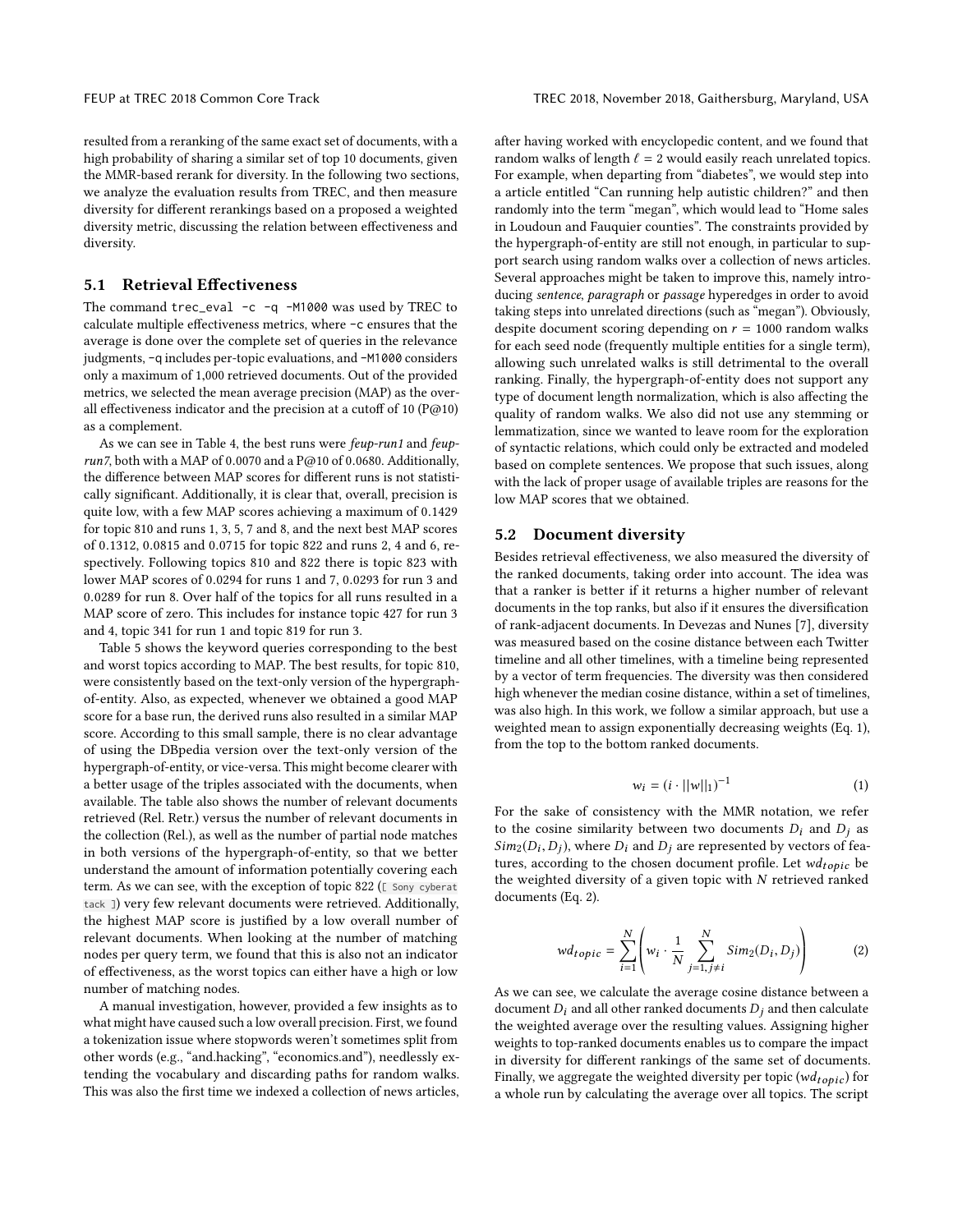resulted from a reranking of the same exact set of documents, with a high probability of sharing a similar set of top 10 documents, given the MMR-based rerank for diversity. In the following two sections, we analyze the evaluation results from TREC, and then measure diversity for different rerankings based on a proposed a weighted diversity metric, discussing the relation between effectiveness and diversity.

### 5.1 Retrieval Effectiveness

The command `trec_eval -c -q -M1000` was used by TREC to calculate multiple effectiveness metrics, where `-c` ensures that the average is done over the complete set of queries in the relevance judgments, `-q` includes per-topic evaluations, and `-M1000` considers only a maximum of 1,000 retrieved documents. Out of the provided metrics, we selected the mean average precision (MAP) as the overall effectiveness indicator and the precision at a cutoff of 10 (P@10) as a complement.

As we can see in Table 4, the best runs were *feup-run1* and *feup-run7*, both with a MAP of 0.0070 and a P@10 of 0.0680. Additionally, the difference between MAP scores for different runs is not statistically significant. Additionally, it is clear that, overall, precision is quite low, with a few MAP scores achieving a maximum of 0.1429 for topic 810 and runs 1, 3, 5, 7 and 8, and the next best MAP scores of 0.1312, 0.0815 and 0.0715 for topic 822 and runs 2, 4 and 6, respectively. Following topics 810 and 822 there is topic 823 with lower MAP scores of 0.0294 for runs 1 and 7, 0.0293 for run 3 and 0.0289 for run 8. Over half of the topics for all runs resulted in a MAP score of zero. This includes for instance topic 427 for run 3 and 4, topic 341 for run 1 and topic 819 for run 3.

Table 5 shows the keyword queries corresponding to the best and worst topics according to MAP. The best results, for topic 810, were consistently based on the text-only version of the hypergraph-of-entity. Also, as expected, whenever we obtained a good MAP score for a base run, the derived runs also resulted in a similar MAP score. According to this small sample, there is no clear advantage of using the DBpedia version over the text-only version of the hypergraph-of-entity, or vice-versa. This might become clearer with a better usage of the triples associated with the documents, when available. The table also shows the number of relevant documents retrieved (Rel. Retr.) versus the number of relevant documents in the collection (Rel.), as well as the number of partial node matches in both versions of the hypergraph-of-entity, so that we better understand the amount of information potentially covering each term. As we can see, with the exception of topic 822 (`[ Sony cyberat tack ]`) very few relevant documents were retrieved. Additionally, the highest MAP score is justified by a low overall number of relevant documents. When looking at the number of matching nodes per query term, we found that this is also not an indicator of effectiveness, as the worst topics can either have a high or low number of matching nodes.

A manual investigation, however, provided a few insights as to what might have caused such a low overall precision. First, we found a tokenization issue where stopwords weren't sometimes split from other words (e.g., "and.hacking", "economics.and"), needlessly extending the vocabulary and discarding paths for random walks. This was also the first time we indexed a collection of news articles, after having worked with encyclopedic content, and we found that random walks of length $\ell = 2$ would easily reach unrelated topics. For example, when departing from "diabetes", we would step into a article entitled "Can running help autistic children?" and then randomly into the term "megan", which would lead to "Home sales in Loudoun and Fauquier counties". The constraints provided by the hypergraph-of-entity are still not enough, in particular to support search using random walks over a collection of news articles. Several approaches might be taken to improve this, namely introducing *sentence*, *paragraph* or *passage* hyperedges in order to avoid taking steps into unrelated directions (such as "megan"). Obviously, despite document scoring depending on $r = 1000$ random walks for each seed node (frequently multiple entities for a single term), allowing such unrelated walks is still detrimental to the overall ranking. Finally, the hypergraph-of-entity does not support any type of document length normalization, which is also affecting the quality of random walks. We also did not use any stemming or lemmatization, since we wanted to leave room for the exploration of syntactic relations, which could only be extracted and modeled based on complete sentences. We propose that such issues, along with the lack of proper usage of available triples are reasons for the low MAP scores that we obtained.

### 5.2 Document diversity

Besides retrieval effectiveness, we also measured the diversity of the ranked documents, taking order into account. The idea was that a ranker is better if it returns a higher number of relevant documents in the top ranks, but also if it ensures the diversification of rank-adjacent documents. In Devezas and Nunes [7], diversity was measured based on the cosine distance between each Twitter timeline and all other timelines, with a timeline being represented by a vector of term frequencies. The diversity was then considered high whenever the median cosine distance, within a set of timelines, was also high. In this work, we follow a similar approach, but use a weighted mean to assign exponentially decreasing weights (Eq. 1), from the top to the bottom ranked documents.

$$w_i = (i \cdot ||w||_1)^{-1} \tag{1}$$

For the sake of consistency with the MMR notation, we refer to the cosine similarity between two documents $D_i$ and $D_j$ as $Sim_2(D_i, D_j)$, where $D_i$ and $D_j$ are represented by vectors of features, according to the chosen document profile. Let $wd_{topic}$ be the weighted diversity of a given topic with $N$ retrieved ranked documents (Eq. 2).

$$wd_{topic} = \sum_{i=1}^{N} \left( w_i \cdot \frac{1}{N} \sum_{j=1, j \neq i}^{N} Sim_2(D_i, D_j) \right) \tag{2}$$

As we can see, we calculate the average cosine distance between a document $D_i$ and all other ranked documents $D_j$ and then calculate the weighted average over the resulting values. Assigning higher weights to top-ranked documents enables us to compare the impact in diversity for different rankings of the same set of documents. Finally, we aggregate the weighted diversity per topic ($wd_{topic}$) for a whole run by calculating the average over all topics. The script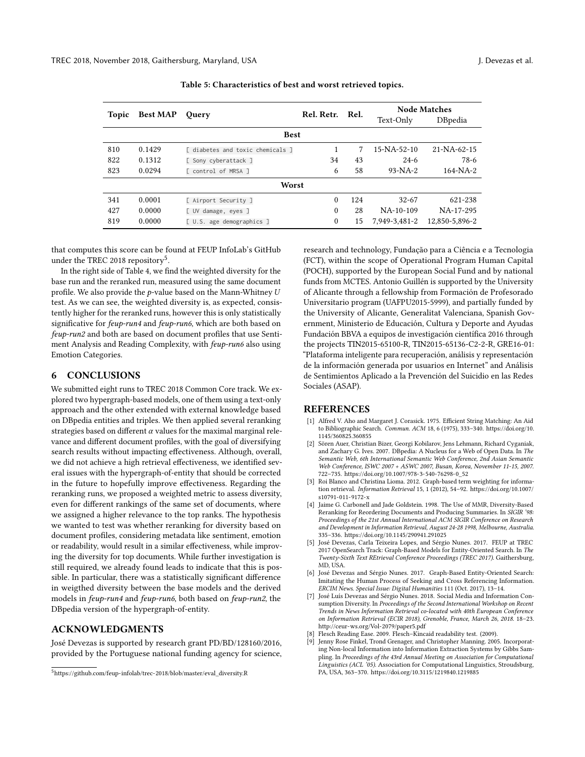**Table 5: Characteristics of best and worst retrieved topics.**

| Topic | Best MAP | Query | Rel. Retr. | Rel. | Node Matches | |
|---|---|---|---|---|---|---|
| | | | | | Text-Only | DBpedia |
| **Best** | | | | | | |
| 810 | 0.1429 | [ diabetes and toxic chemicals ] | 1 | 7 | 15-NA-52-10 | 21-NA-62-15 |
| 822 | 0.1312 | [ Sony cyberattack ] | 34 | 43 | 24-6 | 78-6 |
| 823 | 0.0294 | [ control of MRSA ] | 6 | 58 | 93-NA-2 | 164-NA-2 |
| **Worst** | | | | | | |
| 341 | 0.0001 | [ Airport Security ] | 0 | 124 | 32-67 | 621-238 |
| 427 | 0.0000 | [ UV damage, eyes ] | 0 | 28 | NA-10-109 | NA-17-295 |
| 819 | 0.0000 | [ U.S. age demographics ] | 0 | 15 | 7,949-3,481-2 | 12,850-5,896-2 |

that computes this score can be found at FEUP InfoLab's GitHub under the TREC 2018 repository[5].

In the right side of Table 4, we find the weighted diversity for the base run and the reranked run, measured using the same document profile. We also provide the $p$-value based on the Mann-Whitney $U$ test. As we can see, the weighted diversity is, as expected, consistently higher for the reranked runs, however this is only statistically significative for *feup-run4* and *feup-run6*, which are both based on *feup-run2* and both are based on document profiles that use Sentiment Analysis and Reading Complexity, with *feup-run6* also using Emotion Categories.

## 6 CONCLUSIONS

We submitted eight runs to TREC 2018 Common Core track. We explored two hypergraph-based models, one of them using a text-only approach and the other extended with external knowledge based on DBpedia entities and triples. We then applied several reranking strategies based on different $\alpha$ values for the maximal marginal relevance and different document profiles, with the goal of diversifying search results without impacting effectiveness. Although, overall, we did not achieve a high retrieval effectiveness, we identified several issues with the hypergraph-of-entity that should be corrected in the future to hopefully improve effectiveness. Regarding the reranking runs, we proposed a weighted metric to assess diversity, even for different rankings of the same set of documents, where we assigned a higher relevance to the top ranks. The hypothesis we wanted to test was whether reranking for diversity based on document profiles, considering metadata like sentiment, emotion or readability, would result in a similar effectiveness, while improving the diversity for top documents. While further investigation is still required, we already found leads to indicate that this is possible. In particular, there was a statistically significant difference in weigthed diversity between the base models and the derived models in *feup-run4* and *feup-run6*, both based on *feup-run2*, the DBpedia version of the hypergraph-of-entity.

## ACKNOWLEDGMENTS

José Devezas is supported by research grant PD/BD/128160/2016, provided by the Portuguese national funding agency for science, research and technology, Fundação para a Ciência e a Tecnologia (FCT), within the scope of Operational Program Human Capital (POCH), supported by the European Social Fund and by national funds from MCTES. Antonio Guillén is supported by the University of Alicante through a fellowship from Formación de Profesorado Universitario program (UAFPU2015-5999), and partially funded by the University of Alicante, Generalitat Valenciana, Spanish Government, Ministerio de Educación, Cultura y Deporte and Ayudas Fundación BBVA a equipos de investigación científica 2016 through the projects TIN2015-65100-R, TIN2015-65136-C2-2-R, GRE16-01: "Plataforma inteligente para recuperación, análisis y representación de la información generada por usuarios en Internet" and Análisis de Sentimientos Aplicado a la Prevención del Suicidio en las Redes Sociales (ASAP).

## REFERENCES

[1] Alfred V. Aho and Margaret J. Corasick. 1975. Efficient String Matching: An Aid to Bibliographic Search. *Commun. ACM* 18, 6 (1975), 333–340. https://doi.org/10.1145/360825.360855

[2] Sören Auer, Christian Bizer, Georgi Kobilarov, Jens Lehmann, Richard Cyganiak, and Zachary G. Ives. 2007. DBpedia: A Nucleus for a Web of Open Data. In *The Semantic Web, 6th International Semantic Web Conference, 2nd Asian Semantic Web Conference, ISWC 2007 + ASWC 2007, Busan, Korea, November 11-15, 2007.* 722–735. https://doi.org/10.1007/978-3-540-76298-0_52

[3] Roi Blanco and Christina Lioma. 2012. Graph-based term weighting for information retrieval. *Information Retrieval* 15, 1 (2012), 54–92. https://doi.org/10.1007/s10791-011-9172-x

[4] Jaime G. Carbonell and Jade Goldstein. 1998. The Use of MMR, Diversity-Based Reranking for Reordering Documents and Producing Summaries. In *SIGIR '98: Proceedings of the 21st Annual International ACM SIGIR Conference on Research and Development in Information Retrieval, August 24-28 1998, Melbourne, Australia.* 335–336. https://doi.org/10.1145/290941.291025

[5] José Devezas, Carla Teixeira Lopes, and Sérgio Nunes. 2017. FEUP at TREC 2017 OpenSearch Track: Graph-Based Models for Entity-Oriented Search. In *The Twenty-Sixth Text REtrieval Conference Proceedings (TREC 2017).* Gaithersburg, MD, USA.

[6] José Devezas and Sérgio Nunes. 2017. Graph-Based Entity-Oriented Search: Imitating the Human Process of Seeking and Cross Referencing Information. *ERCIM News. Special Issue: Digital Humanities* 111 (Oct. 2017), 13–14.

[7] José Luís Devezas and Sérgio Nunes. 2018. Social Media and Information Consumption Diversity. In *Proceedings of the Second International Workshop on Recent Trends in News Information Retrieval co-located with 40th European Conference on Information Retrieval (ECIR 2018), Grenoble, France, March 26, 2018.* 18–23. http://ceur-ws.org/Vol-2079/paper5.pdf

[8] Flesch Reading Ease. 2009. Flesch–Kincaid readability test. (2009).

[9] Jenny Rose Finkel, Trond Grenager, and Christopher Manning. 2005. Incorporating Non-local Information into Information Extraction Systems by Gibbs Sampling. In *Proceedings of the 43rd Annual Meeting on Association for Computational Linguistics (ACL '05).* Association for Computational Linguistics, Stroudsburg, PA, USA, 363–370. https://doi.org/10.3115/1219840.1219885

[5] https://github.com/feup-infolab/trec-2018/blob/master/eval_diversity.R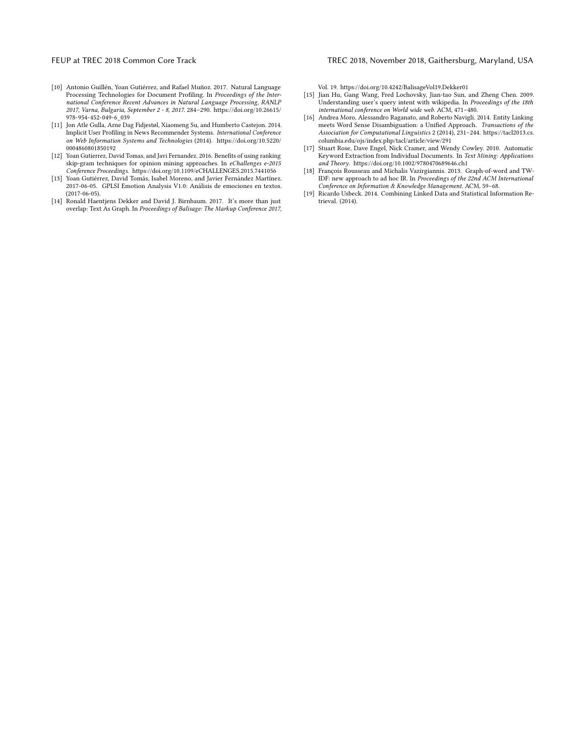- [10] Antonio Guillén, Yoan Gutiérrez, and Rafael Muñoz. 2017. Natural Language Processing Technologies for Document Profiling. In *Proceedings of the International Conference Recent Advances in Natural Language Processing, RANLP 2017, Varna, Bulgaria, September 2 - 8, 2017*. 284–290. https://doi.org/10.26615/978-954-452-049-6_039
- [11] Jon Atle Gulla, Arne Dag Fidjestøl, Xiaomeng Su, and Humberto Castejon. 2014. Implicit User Profiling in News Recommender Systems. *International Conference on Web Information Systems and Technologies* (2014). https://doi.org/10.5220/0004860801850192
- [12] Yoan Gutierrez, David Tomas, and Javi Fernandez. 2016. Benefits of using ranking skip-gram techniques for opinion mining approaches. In *eChallenges e-2015 Conference Proceedings*. https://doi.org/10.1109/eCHALLENGES.2015.7441056
- [13] Yoan Gutiérrez, David Tomás, Isabel Moreno, and Javier Fernández Martínez. 2017-06-05. GPLSI Emotion Analysis V1.0: Análisis de emociones en textos. (2017-06-05).
- [14] Ronald Haentjens Dekker and David J. Birnbaum. 2017. It's more than just overlap: Text As Graph. In *Proceedings of Balisage: The Markup Conference 2017*, Vol. 19. https://doi.org/10.4242/BalisageVol19.Dekker01
- [15] Jian Hu, Gang Wang, Fred Lochovsky, Jian-tao Sun, and Zheng Chen. 2009. Understanding user's query intent with wikipedia. In *Proceedings of the 18th international conference on World wide web*. ACM, 471–480.
- [16] Andrea Moro, Alessandro Raganato, and Roberto Navigli. 2014. Entity Linking meets Word Sense Disambiguation: a Unified Approach. *Transactions of the Association for Computational Linguistics* 2 (2014), 231–244. https://tacl2013.cs.columbia.edu/ojs/index.php/tacl/article/view/291
- [17] Stuart Rose, Dave Engel, Nick Cramer, and Wendy Cowley. 2010. Automatic Keyword Extraction from Individual Documents. In *Text Mining: Applications and Theory*. https://doi.org/10.1002/9780470689646.ch1
- [18] François Rousseau and Michalis Vazirgiannis. 2013. Graph-of-word and TW-IDF: new approach to ad hoc IR. In *Proceedings of the 22nd ACM International Conference on Information & Knowledge Management*. ACM, 59–68.
- [19] Ricardo Usbeck. 2014. Combining Linked Data and Statistical Information Retrieval. (2014).